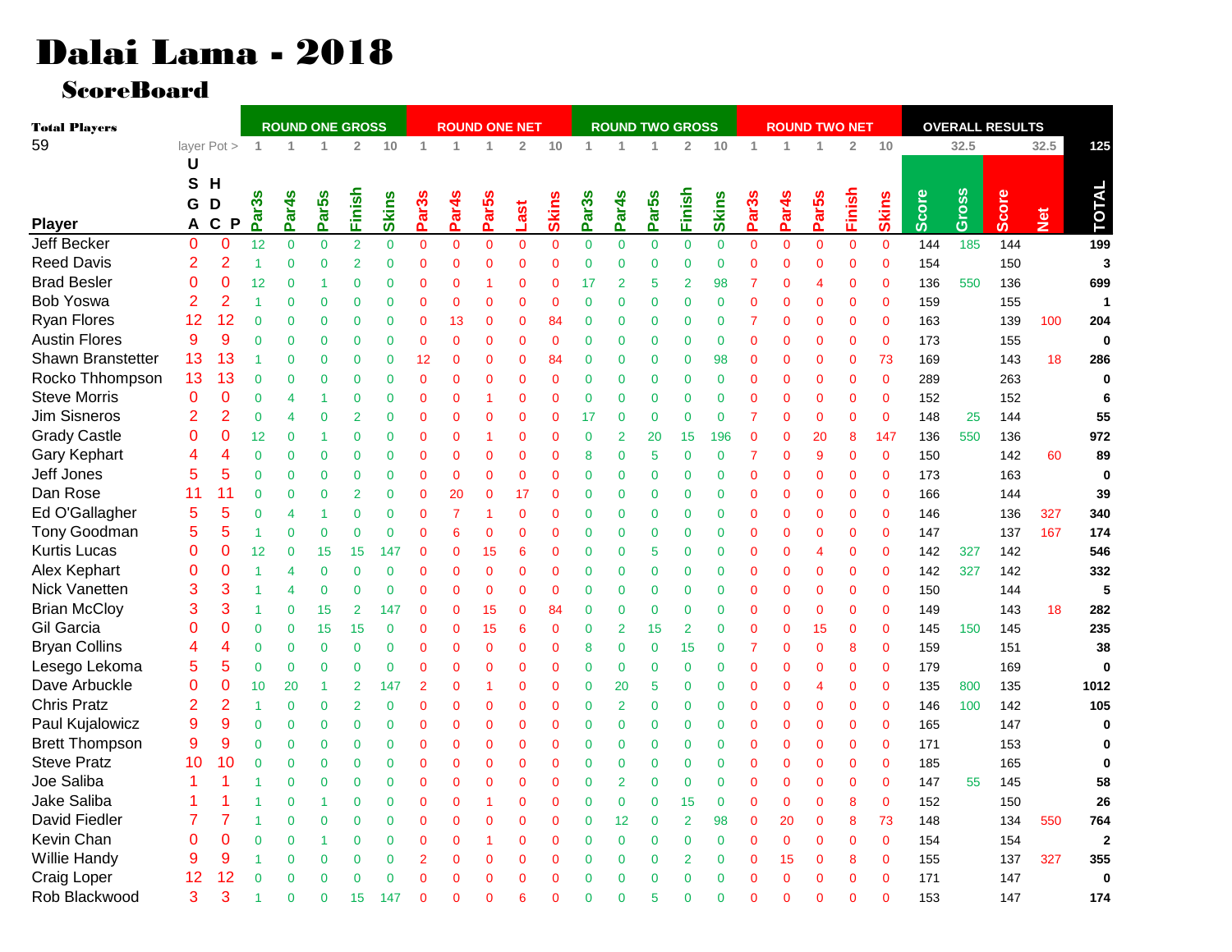# Dalai Lama - 2018

## ScoreBoard

**Total Players**

59

| | | | ROUND ONE GROSS | | | | | ROUND ONE NET | | | | | ROUND TWO GROSS | | | | | ROUND TWO NET | | | | | OVERALL RESULTS | | | | |
|---|---|---|---|---|---|---|---|---|---|---|---|---|---|---|---|---|---|---|---|---|---|---|---|---|---|---|---|
| | layer Pot > | | 1 | 1 | 1 | 2 | 10 | 1 | 1 | 1 | 2 | 10 | 1 | 1 | 1 | 2 | 10 | 1 | 1 | 1 | 2 | 10 | | 32.5 | | 32.5 | 125 |
| Player | USGA | HDCP | Par3s | Par4s | Par5s | Finish | Skins | Par3s | Par4s | Par5s | Last | Skins | Par3s | Par4s | Par5s | Finish | Skins | Par3s | Par4s | Par5s | Finish | Skins | Score | Gross | Score | Net | TOTAL |
| Jeff Becker | 0 | 0 | 12 | 0 | 0 | 2 | 0 | 0 | 0 | 0 | 0 | 0 | 0 | 0 | 0 | 0 | 0 | 0 | 0 | 0 | 0 | 0 | 144 | 185 | 144 | | 199 |
| Reed Davis | 2 | 2 | 1 | 0 | 0 | 2 | 0 | 0 | 0 | 0 | 0 | 0 | 0 | 0 | 0 | 0 | 0 | 0 | 0 | 0 | 0 | 0 | 154 | | 150 | | 3 |
| Brad Besler | 0 | 0 | 12 | 0 | 1 | 0 | 0 | 0 | 0 | 1 | 0 | 0 | 17 | 2 | 5 | 2 | 98 | 7 | 0 | 4 | 0 | 0 | 136 | 550 | 136 | | 699 |
| Bob Yoswa | 2 | 2 | 1 | 0 | 0 | 0 | 0 | 0 | 0 | 0 | 0 | 0 | 0 | 0 | 0 | 0 | 0 | 0 | 0 | 0 | 0 | 0 | 159 | | 155 | | 1 |
| Ryan Flores | 12 | 12 | 0 | 0 | 0 | 0 | 0 | 0 | 13 | 0 | 0 | 84 | 0 | 0 | 0 | 0 | 0 | 7 | 0 | 0 | 0 | 0 | 163 | | 139 | 100 | 204 |
| Austin Flores | 9 | 9 | 0 | 0 | 0 | 0 | 0 | 0 | 0 | 0 | 0 | 0 | 0 | 0 | 0 | 0 | 0 | 0 | 0 | 0 | 0 | 0 | 173 | | 155 | | 0 |
| Shawn Branstetter | 13 | 13 | 1 | 0 | 0 | 0 | 0 | 12 | 0 | 0 | 0 | 84 | 0 | 0 | 0 | 0 | 98 | 0 | 0 | 0 | 0 | 73 | 169 | | 143 | 18 | 286 |
| Rocko Thhompson | 13 | 13 | 0 | 0 | 0 | 0 | 0 | 0 | 0 | 0 | 0 | 0 | 0 | 0 | 0 | 0 | 0 | 0 | 0 | 0 | 0 | 0 | 289 | | 263 | | 0 |
| Steve Morris | 0 | 0 | 0 | 4 | 1 | 0 | 0 | 0 | 0 | 1 | 0 | 0 | 0 | 0 | 0 | 0 | 0 | 0 | 0 | 0 | 0 | 0 | 152 | | 152 | | 6 |
| Jim Sisneros | 2 | 2 | 0 | 4 | 0 | 2 | 0 | 0 | 0 | 0 | 0 | 0 | 17 | 0 | 0 | 0 | 0 | 7 | 0 | 0 | 0 | 0 | 148 | 25 | 144 | | 55 |
| Grady Castle | 0 | 0 | 12 | 0 | 1 | 0 | 0 | 0 | 0 | 1 | 0 | 0 | 0 | 2 | 20 | 15 | 196 | 0 | 0 | 20 | 8 | 147 | 136 | 550 | 136 | | 972 |
| Gary Kephart | 4 | 4 | 0 | 0 | 0 | 0 | 0 | 0 | 0 | 0 | 0 | 0 | 8 | 0 | 5 | 0 | 0 | 7 | 0 | 9 | 0 | 0 | 150 | | 142 | 60 | 89 |
| Jeff Jones | 5 | 5 | 0 | 0 | 0 | 0 | 0 | 0 | 0 | 0 | 0 | 0 | 0 | 0 | 0 | 0 | 0 | 0 | 0 | 0 | 0 | 0 | 173 | | 163 | | 0 |
| Dan Rose | 11 | 11 | 0 | 0 | 0 | 2 | 0 | 0 | 20 | 0 | 17 | 0 | 0 | 0 | 0 | 0 | 0 | 0 | 0 | 0 | 0 | 0 | 166 | | 144 | | 39 |
| Ed O'Gallagher | 5 | 5 | 0 | 4 | 1 | 0 | 0 | 0 | 7 | 1 | 0 | 0 | 0 | 0 | 0 | 0 | 0 | 0 | 0 | 0 | 0 | 0 | 146 | | 136 | 327 | 340 |
| Tony Goodman | 5 | 5 | 1 | 0 | 0 | 0 | 0 | 0 | 6 | 0 | 0 | 0 | 0 | 0 | 0 | 0 | 0 | 0 | 0 | 0 | 0 | 0 | 147 | | 137 | 167 | 174 |
| Kurtis Lucas | 0 | 0 | 12 | 0 | 15 | 15 | 147 | 0 | 0 | 15 | 6 | 0 | 0 | 0 | 5 | 0 | 0 | 0 | 0 | 4 | 0 | 0 | 142 | 327 | 142 | | 546 |
| Alex Kephart | 0 | 0 | 1 | 4 | 0 | 0 | 0 | 0 | 0 | 0 | 0 | 0 | 0 | 0 | 0 | 0 | 0 | 0 | 0 | 0 | 0 | 0 | 142 | 327 | 142 | | 332 |
| Nick Vanetten | 3 | 3 | 1 | 4 | 0 | 0 | 0 | 0 | 0 | 0 | 0 | 0 | 0 | 0 | 0 | 0 | 0 | 0 | 0 | 0 | 0 | 0 | 150 | | 144 | | 5 |
| Brian McCloy | 3 | 3 | 1 | 0 | 15 | 2 | 147 | 0 | 0 | 15 | 0 | 84 | 0 | 0 | 0 | 0 | 0 | 0 | 0 | 0 | 0 | 0 | 149 | | 143 | 18 | 282 |
| Gil Garcia | 0 | 0 | 0 | 0 | 15 | 15 | 0 | 0 | 0 | 15 | 6 | 0 | 0 | 2 | 15 | 2 | 0 | 0 | 0 | 15 | 0 | 0 | 145 | 150 | 145 | | 235 |
| Bryan Collins | 4 | 4 | 0 | 0 | 0 | 0 | 0 | 0 | 0 | 0 | 0 | 0 | 8 | 0 | 0 | 15 | 0 | 7 | 0 | 0 | 8 | 0 | 159 | | 151 | | 38 |
| Lesego Lekoma | 5 | 5 | 0 | 0 | 0 | 0 | 0 | 0 | 0 | 0 | 0 | 0 | 0 | 0 | 0 | 0 | 0 | 0 | 0 | 0 | 0 | 0 | 179 | | 169 | | 0 |
| Dave Arbuckle | 0 | 0 | 10 | 20 | 1 | 2 | 147 | 2 | 0 | 1 | 0 | 0 | 0 | 20 | 5 | 0 | 0 | 0 | 0 | 4 | 0 | 0 | 135 | 800 | 135 | | 1012 |
| Chris Pratz | 2 | 2 | 1 | 0 | 0 | 2 | 0 | 0 | 0 | 0 | 0 | 0 | 0 | 2 | 0 | 0 | 0 | 0 | 0 | 0 | 0 | 0 | 146 | 100 | 142 | | 105 |
| Paul Kujalowicz | 9 | 9 | 0 | 0 | 0 | 0 | 0 | 0 | 0 | 0 | 0 | 0 | 0 | 0 | 0 | 0 | 0 | 0 | 0 | 0 | 0 | 0 | 165 | | 147 | | 0 |
| Brett Thompson | 9 | 9 | 0 | 0 | 0 | 0 | 0 | 0 | 0 | 0 | 0 | 0 | 0 | 0 | 0 | 0 | 0 | 0 | 0 | 0 | 0 | 0 | 171 | | 153 | | 0 |
| Steve Pratz | 10 | 10 | 0 | 0 | 0 | 0 | 0 | 0 | 0 | 0 | 0 | 0 | 0 | 0 | 0 | 0 | 0 | 0 | 0 | 0 | 0 | 0 | 185 | | 165 | | 0 |
| Joe Saliba | 1 | 1 | 1 | 0 | 0 | 0 | 0 | 0 | 0 | 0 | 0 | 0 | 0 | 2 | 0 | 0 | 0 | 0 | 0 | 0 | 0 | 0 | 147 | 55 | 145 | | 58 |
| Jake Saliba | 1 | 1 | 1 | 0 | 1 | 0 | 0 | 0 | 0 | 1 | 0 | 0 | 0 | 0 | 0 | 15 | 0 | 0 | 0 | 0 | 8 | 0 | 152 | | 150 | | 26 |
| David Fiedler | 7 | 7 | 1 | 0 | 0 | 0 | 0 | 0 | 0 | 0 | 0 | 0 | 0 | 12 | 0 | 2 | 98 | 0 | 20 | 0 | 8 | 73 | 148 | | 134 | 550 | 764 |
| Kevin Chan | 0 | 0 | 0 | 0 | 1 | 0 | 0 | 0 | 0 | 1 | 0 | 0 | 0 | 0 | 0 | 0 | 0 | 0 | 0 | 0 | 0 | 0 | 154 | | 154 | | 2 |
| Willie Handy | 9 | 9 | 1 | 0 | 0 | 0 | 0 | 2 | 0 | 0 | 0 | 0 | 0 | 0 | 0 | 2 | 0 | 0 | 15 | 0 | 8 | 0 | 155 | | 137 | 327 | 355 |
| Craig Loper | 12 | 12 | 0 | 0 | 0 | 0 | 0 | 0 | 0 | 0 | 0 | 0 | 0 | 0 | 0 | 0 | 0 | 0 | 0 | 0 | 0 | 0 | 171 | | 147 | | 0 |
| Rob Blackwood | 3 | 3 | 1 | 0 | 0 | 15 | 147 | 0 | 0 | 0 | 6 | 0 | 0 | 0 | 5 | 0 | 0 | 0 | 0 | 0 | 0 | 0 | 153 | | 147 | | 174 |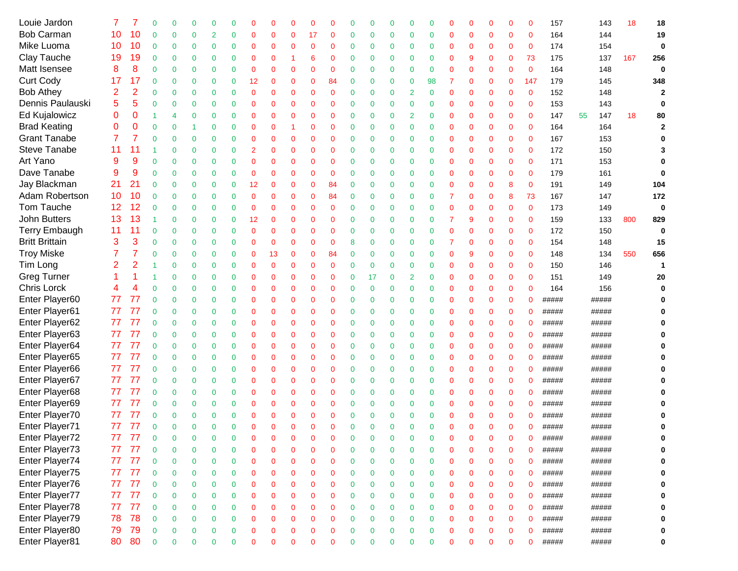| | | | | | | | | | | | | | | | | | | | | | | | | | | | |
|---|---|---|---|---|---|---|---|---|---|---|---|---|---|---|---|---|---|---|---|---|---|---|---|---|---|---|---|
| Louie Jardon | 7 | 7 | 0 | 0 | 0 | 0 | 0 | 0 | 0 | 0 | 0 | 0 | 0 | 0 | 0 | 0 | 0 | 0 | 0 | 0 | 0 | 0 | 157 | | 143 | 18 | **18** |
| Bob Carman | 10 | 10 | 0 | 0 | 0 | 2 | 0 | 0 | 0 | 0 | 17 | 0 | 0 | 0 | 0 | 0 | 0 | 0 | 0 | 0 | 0 | 0 | 164 | | 144 | | **19** |
| Mike Luoma | 10 | 10 | 0 | 0 | 0 | 0 | 0 | 0 | 0 | 0 | 0 | 0 | 0 | 0 | 0 | 0 | 0 | 0 | 0 | 0 | 0 | 0 | 174 | | 154 | | **0** |
| Clay Tauche | 19 | 19 | 0 | 0 | 0 | 0 | 0 | 0 | 0 | 1 | 6 | 0 | 0 | 0 | 0 | 0 | 0 | 0 | 9 | 0 | 0 | 73 | 175 | | 137 | 167 | **256** |
| Matt Isensee | 8 | 8 | 0 | 0 | 0 | 0 | 0 | 0 | 0 | 0 | 0 | 0 | 0 | 0 | 0 | 0 | 0 | 0 | 0 | 0 | 0 | 0 | 164 | | 148 | | **0** |
| Curt Cody | 17 | 17 | 0 | 0 | 0 | 0 | 0 | 12 | 0 | 0 | 0 | 84 | 0 | 0 | 0 | 0 | 98 | 7 | 0 | 0 | 0 | 147 | 179 | | 145 | | **348** |
| Bob Athey | 2 | 2 | 0 | 0 | 0 | 0 | 0 | 0 | 0 | 0 | 0 | 0 | 0 | 0 | 0 | 2 | 0 | 0 | 0 | 0 | 0 | 0 | 152 | | 148 | | **2** |
| Dennis Paulauski | 5 | 5 | 0 | 0 | 0 | 0 | 0 | 0 | 0 | 0 | 0 | 0 | 0 | 0 | 0 | 0 | 0 | 0 | 0 | 0 | 0 | 0 | 153 | | 143 | | **0** |
| Ed Kujalowicz | 0 | 0 | 1 | 4 | 0 | 0 | 0 | 0 | 0 | 0 | 0 | 0 | 0 | 0 | 0 | 2 | 0 | 0 | 0 | 0 | 0 | 0 | 147 | 55 | 147 | 18 | **80** |
| Brad Keating | 0 | 0 | 0 | 0 | 1 | 0 | 0 | 0 | 0 | 1 | 0 | 0 | 0 | 0 | 0 | 0 | 0 | 0 | 0 | 0 | 0 | 0 | 164 | | 164 | | **2** |
| Grant Tanabe | 7 | 7 | 0 | 0 | 0 | 0 | 0 | 0 | 0 | 0 | 0 | 0 | 0 | 0 | 0 | 0 | 0 | 0 | 0 | 0 | 0 | 0 | 167 | | 153 | | **0** |
| Steve Tanabe | 11 | 11 | 1 | 0 | 0 | 0 | 0 | 2 | 0 | 0 | 0 | 0 | 0 | 0 | 0 | 0 | 0 | 0 | 0 | 0 | 0 | 0 | 172 | | 150 | | **3** |
| Art Yano | 9 | 9 | 0 | 0 | 0 | 0 | 0 | 0 | 0 | 0 | 0 | 0 | 0 | 0 | 0 | 0 | 0 | 0 | 0 | 0 | 0 | 0 | 171 | | 153 | | **0** |
| Dave Tanabe | 9 | 9 | 0 | 0 | 0 | 0 | 0 | 0 | 0 | 0 | 0 | 0 | 0 | 0 | 0 | 0 | 0 | 0 | 0 | 0 | 0 | 0 | 179 | | 161 | | **0** |
| Jay Blackman | 21 | 21 | 0 | 0 | 0 | 0 | 0 | 12 | 0 | 0 | 0 | 84 | 0 | 0 | 0 | 0 | 0 | 0 | 0 | 0 | 8 | 0 | 191 | | 149 | | **104** |
| Adam Robertson | 10 | 10 | 0 | 0 | 0 | 0 | 0 | 0 | 0 | 0 | 0 | 84 | 0 | 0 | 0 | 0 | 0 | 7 | 0 | 0 | 8 | 73 | 167 | | 147 | | **172** |
| Tom Tauche | 12 | 12 | 0 | 0 | 0 | 0 | 0 | 0 | 0 | 0 | 0 | 0 | 0 | 0 | 0 | 0 | 0 | 0 | 0 | 0 | 0 | 0 | 173 | | 149 | | **0** |
| John Butters | 13 | 13 | 1 | 0 | 0 | 0 | 0 | 12 | 0 | 0 | 0 | 0 | 0 | 0 | 0 | 0 | 0 | 7 | 9 | 0 | 0 | 0 | 159 | | 133 | 800 | **829** |
| Terry Embaugh | 11 | 11 | 0 | 0 | 0 | 0 | 0 | 0 | 0 | 0 | 0 | 0 | 0 | 0 | 0 | 0 | 0 | 0 | 0 | 0 | 0 | 0 | 172 | | 150 | | **0** |
| Britt Brittain | 3 | 3 | 0 | 0 | 0 | 0 | 0 | 0 | 0 | 0 | 0 | 0 | 8 | 0 | 0 | 0 | 0 | 7 | 0 | 0 | 0 | 0 | 154 | | 148 | | **15** |
| Troy Miske | 7 | 7 | 0 | 0 | 0 | 0 | 0 | 0 | 13 | 0 | 0 | 84 | 0 | 0 | 0 | 0 | 0 | 0 | 9 | 0 | 0 | 0 | 148 | | 134 | 550 | **656** |
| Tim Long | 2 | 2 | 1 | 0 | 0 | 0 | 0 | 0 | 0 | 0 | 0 | 0 | 0 | 0 | 0 | 0 | 0 | 0 | 0 | 0 | 0 | 0 | 150 | | 146 | | **1** |
| Greg Turner | 1 | 1 | 1 | 0 | 0 | 0 | 0 | 0 | 0 | 0 | 0 | 0 | 0 | 17 | 0 | 2 | 0 | 0 | 0 | 0 | 0 | 0 | 151 | | 149 | | **20** |
| Chris Lorck | 4 | 4 | 0 | 0 | 0 | 0 | 0 | 0 | 0 | 0 | 0 | 0 | 0 | 0 | 0 | 0 | 0 | 0 | 0 | 0 | 0 | 0 | 164 | | 156 | | **0** |
| Enter Player60 | 77 | 77 | 0 | 0 | 0 | 0 | 0 | 0 | 0 | 0 | 0 | 0 | 0 | 0 | 0 | 0 | 0 | 0 | 0 | 0 | 0 | 0 | ##### | | ##### | | **0** |
| Enter Player61 | 77 | 77 | 0 | 0 | 0 | 0 | 0 | 0 | 0 | 0 | 0 | 0 | 0 | 0 | 0 | 0 | 0 | 0 | 0 | 0 | 0 | 0 | ##### | | ##### | | **0** |
| Enter Player62 | 77 | 77 | 0 | 0 | 0 | 0 | 0 | 0 | 0 | 0 | 0 | 0 | 0 | 0 | 0 | 0 | 0 | 0 | 0 | 0 | 0 | 0 | ##### | | ##### | | **0** |
| Enter Player63 | 77 | 77 | 0 | 0 | 0 | 0 | 0 | 0 | 0 | 0 | 0 | 0 | 0 | 0 | 0 | 0 | 0 | 0 | 0 | 0 | 0 | 0 | ##### | | ##### | | **0** |
| Enter Player64 | 77 | 77 | 0 | 0 | 0 | 0 | 0 | 0 | 0 | 0 | 0 | 0 | 0 | 0 | 0 | 0 | 0 | 0 | 0 | 0 | 0 | 0 | ##### | | ##### | | **0** |
| Enter Player65 | 77 | 77 | 0 | 0 | 0 | 0 | 0 | 0 | 0 | 0 | 0 | 0 | 0 | 0 | 0 | 0 | 0 | 0 | 0 | 0 | 0 | 0 | ##### | | ##### | | **0** |
| Enter Player66 | 77 | 77 | 0 | 0 | 0 | 0 | 0 | 0 | 0 | 0 | 0 | 0 | 0 | 0 | 0 | 0 | 0 | 0 | 0 | 0 | 0 | 0 | ##### | | ##### | | **0** |
| Enter Player67 | 77 | 77 | 0 | 0 | 0 | 0 | 0 | 0 | 0 | 0 | 0 | 0 | 0 | 0 | 0 | 0 | 0 | 0 | 0 | 0 | 0 | 0 | ##### | | ##### | | **0** |
| Enter Player68 | 77 | 77 | 0 | 0 | 0 | 0 | 0 | 0 | 0 | 0 | 0 | 0 | 0 | 0 | 0 | 0 | 0 | 0 | 0 | 0 | 0 | 0 | ##### | | ##### | | **0** |
| Enter Player69 | 77 | 77 | 0 | 0 | 0 | 0 | 0 | 0 | 0 | 0 | 0 | 0 | 0 | 0 | 0 | 0 | 0 | 0 | 0 | 0 | 0 | 0 | ##### | | ##### | | **0** |
| Enter Player70 | 77 | 77 | 0 | 0 | 0 | 0 | 0 | 0 | 0 | 0 | 0 | 0 | 0 | 0 | 0 | 0 | 0 | 0 | 0 | 0 | 0 | 0 | ##### | | ##### | | **0** |
| Enter Player71 | 77 | 77 | 0 | 0 | 0 | 0 | 0 | 0 | 0 | 0 | 0 | 0 | 0 | 0 | 0 | 0 | 0 | 0 | 0 | 0 | 0 | 0 | ##### | | ##### | | **0** |
| Enter Player72 | 77 | 77 | 0 | 0 | 0 | 0 | 0 | 0 | 0 | 0 | 0 | 0 | 0 | 0 | 0 | 0 | 0 | 0 | 0 | 0 | 0 | 0 | ##### | | ##### | | **0** |
| Enter Player73 | 77 | 77 | 0 | 0 | 0 | 0 | 0 | 0 | 0 | 0 | 0 | 0 | 0 | 0 | 0 | 0 | 0 | 0 | 0 | 0 | 0 | 0 | ##### | | ##### | | **0** |
| Enter Player74 | 77 | 77 | 0 | 0 | 0 | 0 | 0 | 0 | 0 | 0 | 0 | 0 | 0 | 0 | 0 | 0 | 0 | 0 | 0 | 0 | 0 | 0 | ##### | | ##### | | **0** |
| Enter Player75 | 77 | 77 | 0 | 0 | 0 | 0 | 0 | 0 | 0 | 0 | 0 | 0 | 0 | 0 | 0 | 0 | 0 | 0 | 0 | 0 | 0 | 0 | ##### | | ##### | | **0** |
| Enter Player76 | 77 | 77 | 0 | 0 | 0 | 0 | 0 | 0 | 0 | 0 | 0 | 0 | 0 | 0 | 0 | 0 | 0 | 0 | 0 | 0 | 0 | 0 | ##### | | ##### | | **0** |
| Enter Player77 | 77 | 77 | 0 | 0 | 0 | 0 | 0 | 0 | 0 | 0 | 0 | 0 | 0 | 0 | 0 | 0 | 0 | 0 | 0 | 0 | 0 | 0 | ##### | | ##### | | **0** |
| Enter Player78 | 77 | 77 | 0 | 0 | 0 | 0 | 0 | 0 | 0 | 0 | 0 | 0 | 0 | 0 | 0 | 0 | 0 | 0 | 0 | 0 | 0 | 0 | ##### | | ##### | | **0** |
| Enter Player79 | 78 | 78 | 0 | 0 | 0 | 0 | 0 | 0 | 0 | 0 | 0 | 0 | 0 | 0 | 0 | 0 | 0 | 0 | 0 | 0 | 0 | 0 | ##### | | ##### | | **0** |
| Enter Player80 | 79 | 79 | 0 | 0 | 0 | 0 | 0 | 0 | 0 | 0 | 0 | 0 | 0 | 0 | 0 | 0 | 0 | 0 | 0 | 0 | 0 | 0 | ##### | | ##### | | **0** |
| Enter Player81 | 80 | 80 | 0 | 0 | 0 | 0 | 0 | 0 | 0 | 0 | 0 | 0 | 0 | 0 | 0 | 0 | 0 | 0 | 0 | 0 | 0 | 0 | ##### | | ##### | | **0** |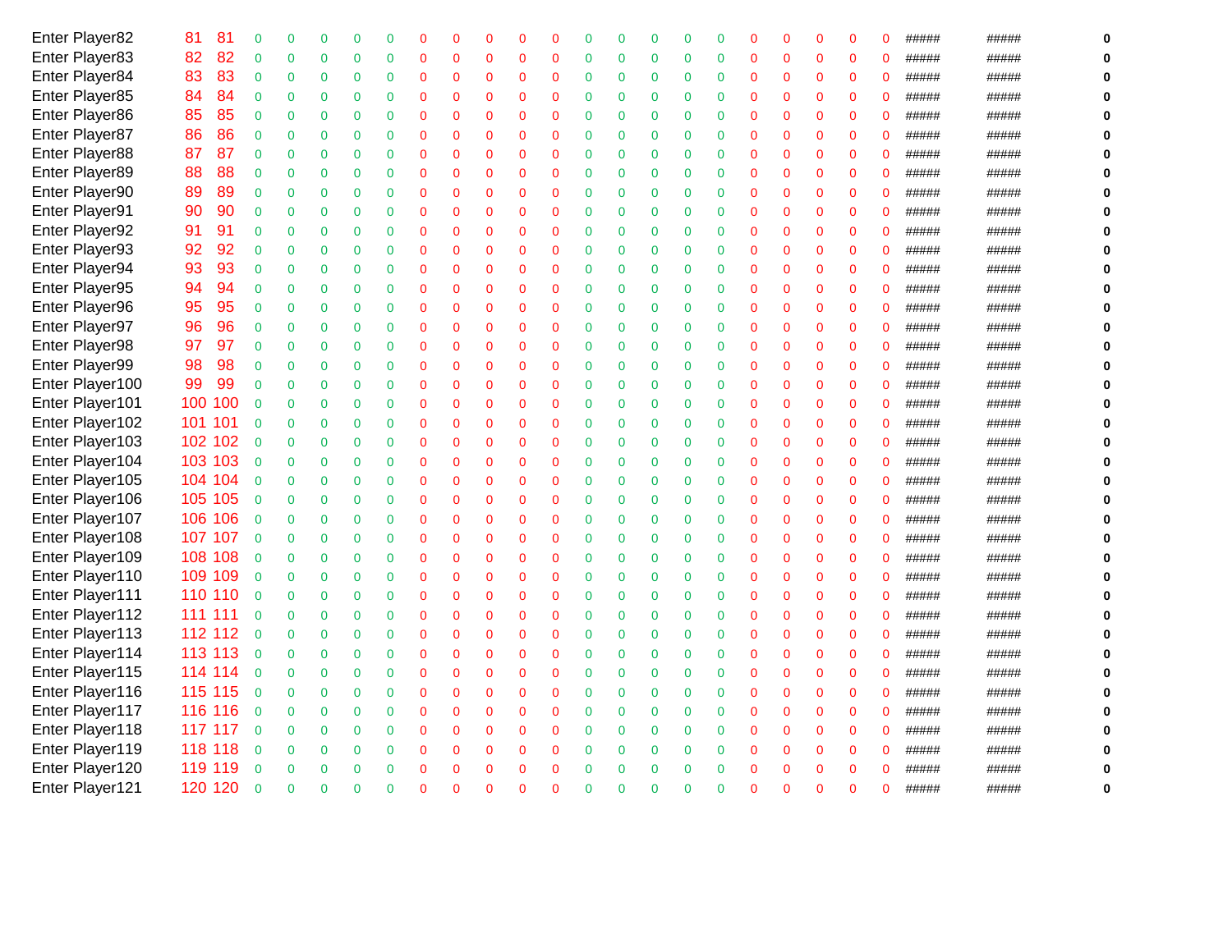| | | | | | | | | | | | | | | | | | | | | | | | | |
|---|---|---|---|---|---|---|---|---|---|---|---|---|---|---|---|---|---|---|---|---|---|---|---|---|
| Enter Player82 | 81 | 81 | 0 | 0 | 0 | 0 | 0 | 0 | 0 | 0 | 0 | 0 | 0 | 0 | 0 | 0 | 0 | 0 | 0 | 0 | 0 | 0 | ##### | ##### | 0 |
| Enter Player83 | 82 | 82 | 0 | 0 | 0 | 0 | 0 | 0 | 0 | 0 | 0 | 0 | 0 | 0 | 0 | 0 | 0 | 0 | 0 | 0 | 0 | 0 | ##### | ##### | 0 |
| Enter Player84 | 83 | 83 | 0 | 0 | 0 | 0 | 0 | 0 | 0 | 0 | 0 | 0 | 0 | 0 | 0 | 0 | 0 | 0 | 0 | 0 | 0 | 0 | ##### | ##### | 0 |
| Enter Player85 | 84 | 84 | 0 | 0 | 0 | 0 | 0 | 0 | 0 | 0 | 0 | 0 | 0 | 0 | 0 | 0 | 0 | 0 | 0 | 0 | 0 | 0 | ##### | ##### | 0 |
| Enter Player86 | 85 | 85 | 0 | 0 | 0 | 0 | 0 | 0 | 0 | 0 | 0 | 0 | 0 | 0 | 0 | 0 | 0 | 0 | 0 | 0 | 0 | 0 | ##### | ##### | 0 |
| Enter Player87 | 86 | 86 | 0 | 0 | 0 | 0 | 0 | 0 | 0 | 0 | 0 | 0 | 0 | 0 | 0 | 0 | 0 | 0 | 0 | 0 | 0 | 0 | ##### | ##### | 0 |
| Enter Player88 | 87 | 87 | 0 | 0 | 0 | 0 | 0 | 0 | 0 | 0 | 0 | 0 | 0 | 0 | 0 | 0 | 0 | 0 | 0 | 0 | 0 | 0 | ##### | ##### | 0 |
| Enter Player89 | 88 | 88 | 0 | 0 | 0 | 0 | 0 | 0 | 0 | 0 | 0 | 0 | 0 | 0 | 0 | 0 | 0 | 0 | 0 | 0 | 0 | 0 | ##### | ##### | 0 |
| Enter Player90 | 89 | 89 | 0 | 0 | 0 | 0 | 0 | 0 | 0 | 0 | 0 | 0 | 0 | 0 | 0 | 0 | 0 | 0 | 0 | 0 | 0 | 0 | ##### | ##### | 0 |
| Enter Player91 | 90 | 90 | 0 | 0 | 0 | 0 | 0 | 0 | 0 | 0 | 0 | 0 | 0 | 0 | 0 | 0 | 0 | 0 | 0 | 0 | 0 | 0 | ##### | ##### | 0 |
| Enter Player92 | 91 | 91 | 0 | 0 | 0 | 0 | 0 | 0 | 0 | 0 | 0 | 0 | 0 | 0 | 0 | 0 | 0 | 0 | 0 | 0 | 0 | 0 | ##### | ##### | 0 |
| Enter Player93 | 92 | 92 | 0 | 0 | 0 | 0 | 0 | 0 | 0 | 0 | 0 | 0 | 0 | 0 | 0 | 0 | 0 | 0 | 0 | 0 | 0 | 0 | ##### | ##### | 0 |
| Enter Player94 | 93 | 93 | 0 | 0 | 0 | 0 | 0 | 0 | 0 | 0 | 0 | 0 | 0 | 0 | 0 | 0 | 0 | 0 | 0 | 0 | 0 | 0 | ##### | ##### | 0 |
| Enter Player95 | 94 | 94 | 0 | 0 | 0 | 0 | 0 | 0 | 0 | 0 | 0 | 0 | 0 | 0 | 0 | 0 | 0 | 0 | 0 | 0 | 0 | 0 | ##### | ##### | 0 |
| Enter Player96 | 95 | 95 | 0 | 0 | 0 | 0 | 0 | 0 | 0 | 0 | 0 | 0 | 0 | 0 | 0 | 0 | 0 | 0 | 0 | 0 | 0 | 0 | ##### | ##### | 0 |
| Enter Player97 | 96 | 96 | 0 | 0 | 0 | 0 | 0 | 0 | 0 | 0 | 0 | 0 | 0 | 0 | 0 | 0 | 0 | 0 | 0 | 0 | 0 | 0 | ##### | ##### | 0 |
| Enter Player98 | 97 | 97 | 0 | 0 | 0 | 0 | 0 | 0 | 0 | 0 | 0 | 0 | 0 | 0 | 0 | 0 | 0 | 0 | 0 | 0 | 0 | 0 | ##### | ##### | 0 |
| Enter Player99 | 98 | 98 | 0 | 0 | 0 | 0 | 0 | 0 | 0 | 0 | 0 | 0 | 0 | 0 | 0 | 0 | 0 | 0 | 0 | 0 | 0 | 0 | ##### | ##### | 0 |
| Enter Player100 | 99 | 99 | 0 | 0 | 0 | 0 | 0 | 0 | 0 | 0 | 0 | 0 | 0 | 0 | 0 | 0 | 0 | 0 | 0 | 0 | 0 | 0 | ##### | ##### | 0 |
| Enter Player101 | 100 | 100 | 0 | 0 | 0 | 0 | 0 | 0 | 0 | 0 | 0 | 0 | 0 | 0 | 0 | 0 | 0 | 0 | 0 | 0 | 0 | 0 | ##### | ##### | 0 |
| Enter Player102 | 101 | 101 | 0 | 0 | 0 | 0 | 0 | 0 | 0 | 0 | 0 | 0 | 0 | 0 | 0 | 0 | 0 | 0 | 0 | 0 | 0 | 0 | ##### | ##### | 0 |
| Enter Player103 | 102 | 102 | 0 | 0 | 0 | 0 | 0 | 0 | 0 | 0 | 0 | 0 | 0 | 0 | 0 | 0 | 0 | 0 | 0 | 0 | 0 | 0 | ##### | ##### | 0 |
| Enter Player104 | 103 | 103 | 0 | 0 | 0 | 0 | 0 | 0 | 0 | 0 | 0 | 0 | 0 | 0 | 0 | 0 | 0 | 0 | 0 | 0 | 0 | 0 | ##### | ##### | 0 |
| Enter Player105 | 104 | 104 | 0 | 0 | 0 | 0 | 0 | 0 | 0 | 0 | 0 | 0 | 0 | 0 | 0 | 0 | 0 | 0 | 0 | 0 | 0 | 0 | ##### | ##### | 0 |
| Enter Player106 | 105 | 105 | 0 | 0 | 0 | 0 | 0 | 0 | 0 | 0 | 0 | 0 | 0 | 0 | 0 | 0 | 0 | 0 | 0 | 0 | 0 | 0 | ##### | ##### | 0 |
| Enter Player107 | 106 | 106 | 0 | 0 | 0 | 0 | 0 | 0 | 0 | 0 | 0 | 0 | 0 | 0 | 0 | 0 | 0 | 0 | 0 | 0 | 0 | 0 | ##### | ##### | 0 |
| Enter Player108 | 107 | 107 | 0 | 0 | 0 | 0 | 0 | 0 | 0 | 0 | 0 | 0 | 0 | 0 | 0 | 0 | 0 | 0 | 0 | 0 | 0 | 0 | ##### | ##### | 0 |
| Enter Player109 | 108 | 108 | 0 | 0 | 0 | 0 | 0 | 0 | 0 | 0 | 0 | 0 | 0 | 0 | 0 | 0 | 0 | 0 | 0 | 0 | 0 | 0 | ##### | ##### | 0 |
| Enter Player110 | 109 | 109 | 0 | 0 | 0 | 0 | 0 | 0 | 0 | 0 | 0 | 0 | 0 | 0 | 0 | 0 | 0 | 0 | 0 | 0 | 0 | 0 | ##### | ##### | 0 |
| Enter Player111 | 110 | 110 | 0 | 0 | 0 | 0 | 0 | 0 | 0 | 0 | 0 | 0 | 0 | 0 | 0 | 0 | 0 | 0 | 0 | 0 | 0 | 0 | ##### | ##### | 0 |
| Enter Player112 | 111 | 111 | 0 | 0 | 0 | 0 | 0 | 0 | 0 | 0 | 0 | 0 | 0 | 0 | 0 | 0 | 0 | 0 | 0 | 0 | 0 | 0 | ##### | ##### | 0 |
| Enter Player113 | 112 | 112 | 0 | 0 | 0 | 0 | 0 | 0 | 0 | 0 | 0 | 0 | 0 | 0 | 0 | 0 | 0 | 0 | 0 | 0 | 0 | 0 | ##### | ##### | 0 |
| Enter Player114 | 113 | 113 | 0 | 0 | 0 | 0 | 0 | 0 | 0 | 0 | 0 | 0 | 0 | 0 | 0 | 0 | 0 | 0 | 0 | 0 | 0 | 0 | ##### | ##### | 0 |
| Enter Player115 | 114 | 114 | 0 | 0 | 0 | 0 | 0 | 0 | 0 | 0 | 0 | 0 | 0 | 0 | 0 | 0 | 0 | 0 | 0 | 0 | 0 | 0 | ##### | ##### | 0 |
| Enter Player116 | 115 | 115 | 0 | 0 | 0 | 0 | 0 | 0 | 0 | 0 | 0 | 0 | 0 | 0 | 0 | 0 | 0 | 0 | 0 | 0 | 0 | 0 | ##### | ##### | 0 |
| Enter Player117 | 116 | 116 | 0 | 0 | 0 | 0 | 0 | 0 | 0 | 0 | 0 | 0 | 0 | 0 | 0 | 0 | 0 | 0 | 0 | 0 | 0 | 0 | ##### | ##### | 0 |
| Enter Player118 | 117 | 117 | 0 | 0 | 0 | 0 | 0 | 0 | 0 | 0 | 0 | 0 | 0 | 0 | 0 | 0 | 0 | 0 | 0 | 0 | 0 | 0 | ##### | ##### | 0 |
| Enter Player119 | 118 | 118 | 0 | 0 | 0 | 0 | 0 | 0 | 0 | 0 | 0 | 0 | 0 | 0 | 0 | 0 | 0 | 0 | 0 | 0 | 0 | 0 | ##### | ##### | 0 |
| Enter Player120 | 119 | 119 | 0 | 0 | 0 | 0 | 0 | 0 | 0 | 0 | 0 | 0 | 0 | 0 | 0 | 0 | 0 | 0 | 0 | 0 | 0 | 0 | ##### | ##### | 0 |
| Enter Player121 | 120 | 120 | 0 | 0 | 0 | 0 | 0 | 0 | 0 | 0 | 0 | 0 | 0 | 0 | 0 | 0 | 0 | 0 | 0 | 0 | 0 | 0 | ##### | ##### | 0 |